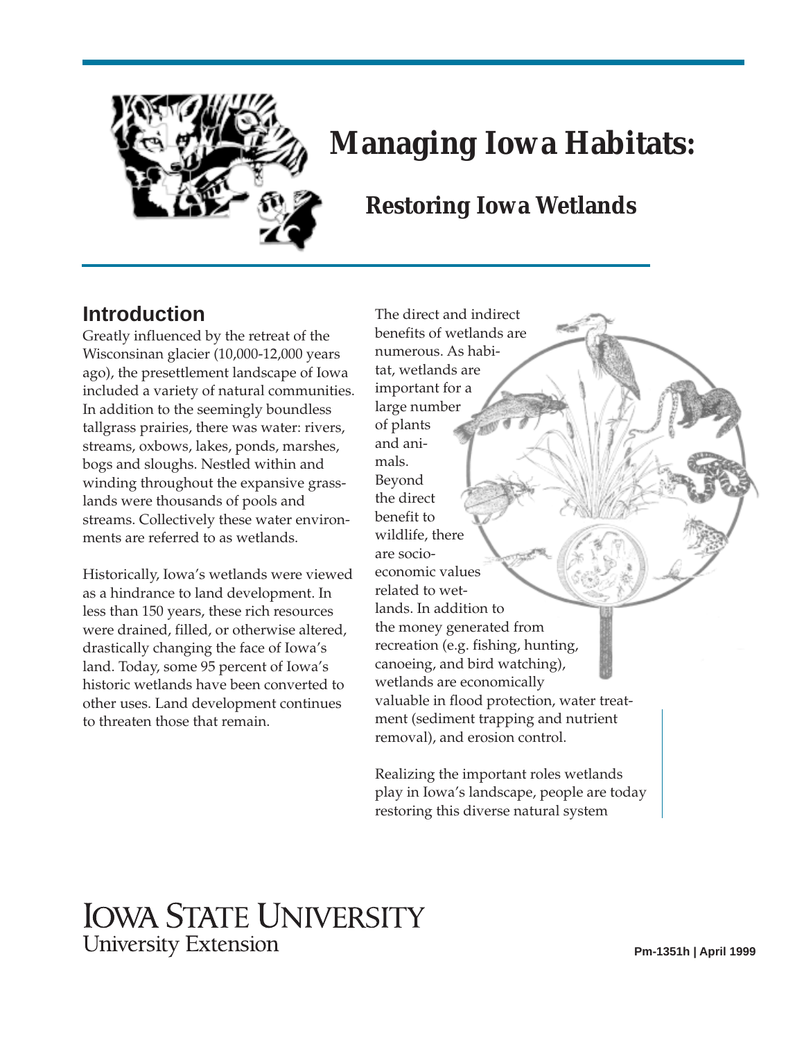# Managing Iowa Habitats:

## Restoring Iowa Wetlands

### Introduction

Greatly influenced by the retreat of the Wisconsinan glacier (10,000-12,000 years ago), the presettlement landscape of Iowa included a variety of natural communities. In addition to the seemingly boundless tallgrass prairies, there was water: rivers, streams, oxbows, lakes, ponds, marshes, bogs and sloughs. Nestled within and winding throughout the expansive grasslands were thousands of pools and streams. Collectively these water environments are referred to as wetlands.

Historically, Iowa's wetlands were viewed as a hindrance to land development. In less than 150 years, these rich resources were drained, filled, or otherwise altered, drastically changing the face of Iowa's land. Today, some 95 percent of Iowa's historic wetlands have been converted to other uses. Land development continues to threaten those that remain.

The direct and indirect benefits of wetlands are numerous. As habitat, wetlands are important for a large number of plants and animals. Beyond the direct benefit to wildlife, there are socio-economic values related to wetlands. In addition to the money generated from recreation (e.g. fishing, hunting, canoeing, and bird watching), wetlands are economically valuable in flood protection, water treatment (sediment trapping and nutrient removal), and erosion control.

Realizing the important roles wetlands play in Iowa's landscape, people are today restoring this diverse natural system

IOWA STATE UNIVERSITY
University Extension

Pm-1351h | April 1999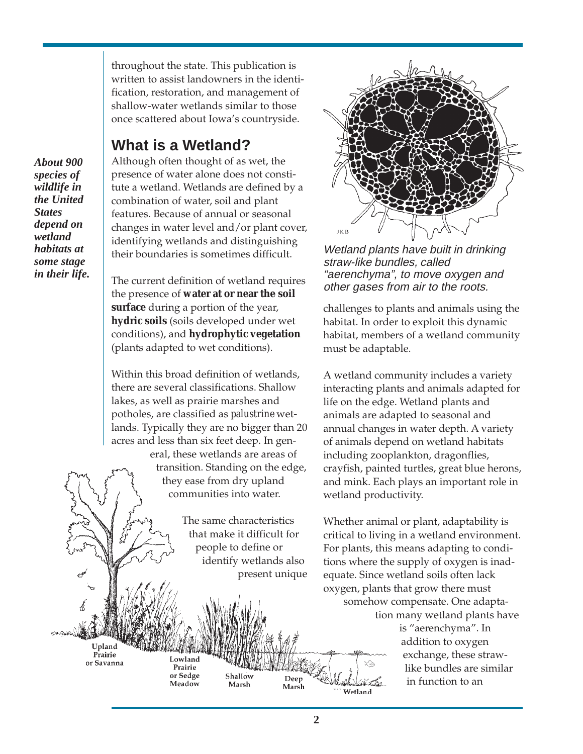throughout the state. This publication is written to assist landowners in the identification, restoration, and management of shallow-water wetlands similar to those once scattered about Iowa's countryside.

## What is a Wetland?

***About 900 species of wildlife in the United States depend on wetland habitats at some stage in their life.***

Although often thought of as wet, the presence of water alone does not constitute a wetland. Wetlands are defined by a combination of water, soil and plant features. Because of annual or seasonal changes in water level and/or plant cover, identifying wetlands and distinguishing their boundaries is sometimes difficult.

The current definition of wetland requires the presence of **water at or near the soil surface** during a portion of the year, **hydric soils** (soils developed under wet conditions), and **hydrophytic vegetation** (plants adapted to wet conditions).

Within this broad definition of wetlands, there are several classifications. Shallow lakes, as well as prairie marshes and potholes, are classified as *palustrine* wetlands. Typically they are no bigger than 20 acres and less than six feet deep. In general, these wetlands are areas of transition. Standing on the edge, they ease from dry upland communities into water.

The same characteristics that make it difficult for people to define or identify wetlands also present unique challenges to plants and animals using the habitat. In order to exploit this dynamic habitat, members of a wetland community must be adaptable.

Upland Prairie or Savanna — Lowland Prairie or Sedge Meadow — Shallow Marsh — Deep Marsh — Wetland

*Wetland plants have built in drinking straw-like bundles, called "aerenchyma", to move oxygen and other gases from air to the roots.*

A wetland community includes a variety interacting plants and animals adapted for life on the edge. Wetland plants and animals are adapted to seasonal and annual changes in water depth. A variety of animals depend on wetland habitats including zooplankton, dragonflies, crayfish, painted turtles, great blue herons, and mink. Each plays an important role in wetland productivity.

Whether animal or plant, adaptability is critical to living in a wetland environment. For plants, this means adapting to conditions where the supply of oxygen is inadequate. Since wetland soils often lack oxygen, plants that grow there must somehow compensate. One adaptation many wetland plants have is "aerenchyma". In addition to oxygen exchange, these straw-like bundles are similar in function to an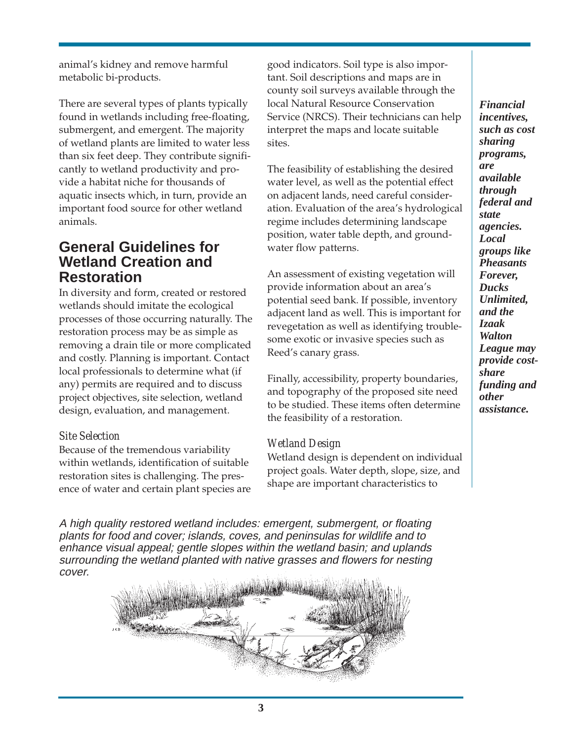animal's kidney and remove harmful metabolic bi-products.

There are several types of plants typically found in wetlands including free-floating, submergent, and emergent. The majority of wetland plants are limited to water less than six feet deep. They contribute significantly to wetland productivity and provide a habitat niche for thousands of aquatic insects which, in turn, provide an important food source for other wetland animals.

## General Guidelines for Wetland Creation and Restoration

In diversity and form, created or restored wetlands should imitate the ecological processes of those occurring naturally. The restoration process may be as simple as removing a drain tile or more complicated and costly. Planning is important. Contact local professionals to determine what (if any) permits are required and to discuss project objectives, site selection, wetland design, evaluation, and management.

### *Site Selection*

Because of the tremendous variability within wetlands, identification of suitable restoration sites is challenging. The presence of water and certain plant species are good indicators. Soil type is also important. Soil descriptions and maps are in county soil surveys available through the local Natural Resource Conservation Service (NRCS). Their technicians can help interpret the maps and locate suitable sites.

The feasibility of establishing the desired water level, as well as the potential effect on adjacent lands, need careful consideration. Evaluation of the area's hydrological regime includes determining landscape position, water table depth, and groundwater flow patterns.

An assessment of existing vegetation will provide information about an area's potential seed bank. If possible, inventory adjacent land as well. This is important for revegetation as well as identifying troublesome exotic or invasive species such as Reed's canary grass.

Finally, accessibility, property boundaries, and topography of the proposed site need to be studied. These items often determine the feasibility of a restoration.

### *Wetland Design*

Wetland design is dependent on individual project goals. Water depth, slope, size, and shape are important characteristics to

***Financial incentives, such as cost sharing programs, are available through federal and state agencies. Local groups like Pheasants Forever, Ducks Unlimited, and the Izaak Walton League may provide cost-share funding and other assistance.***

*A high quality restored wetland includes: emergent, submergent, or floating plants for food and cover; islands, coves, and peninsulas for wildlife and to enhance visual appeal; gentle slopes within the wetland basin; and uplands surrounding the wetland planted with native grasses and flowers for nesting cover.*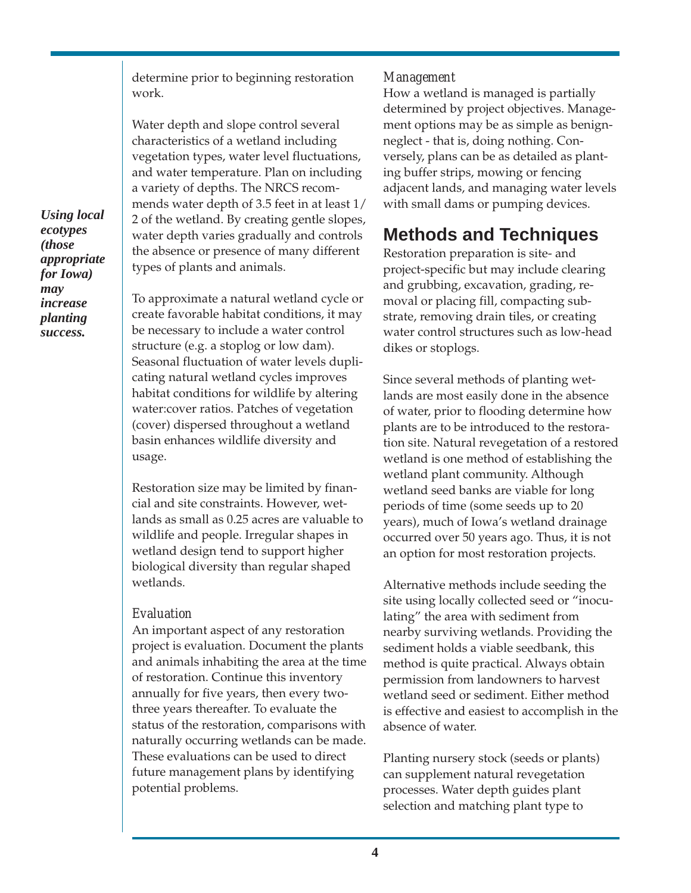determine prior to beginning restoration work.

Water depth and slope control several characteristics of a wetland including vegetation types, water level fluctuations, and water temperature. Plan on including a variety of depths. The NRCS recommends water depth of 3.5 feet in at least 1/2 of the wetland. By creating gentle slopes, water depth varies gradually and controls the absence or presence of many different types of plants and animals.

***Using local ecotypes (those appropriate for Iowa) may increase planting success.***

To approximate a natural wetland cycle or create favorable habitat conditions, it may be necessary to include a water control structure (e.g. a stoplog or low dam). Seasonal fluctuation of water levels duplicating natural wetland cycles improves habitat conditions for wildlife by altering water:cover ratios. Patches of vegetation (cover) dispersed throughout a wetland basin enhances wildlife diversity and usage.

Restoration size may be limited by financial and site constraints. However, wetlands as small as 0.25 acres are valuable to wildlife and people. Irregular shapes in wetland design tend to support higher biological diversity than regular shaped wetlands.

### Evaluation

An important aspect of any restoration project is evaluation. Document the plants and animals inhabiting the area at the time of restoration. Continue this inventory annually for five years, then every two-three years thereafter. To evaluate the status of the restoration, comparisons with naturally occurring wetlands can be made. These evaluations can be used to direct future management plans by identifying potential problems.

### Management

How a wetland is managed is partially determined by project objectives. Management options may be as simple as benign-neglect - that is, doing nothing. Conversely, plans can be as detailed as planting buffer strips, mowing or fencing adjacent lands, and managing water levels with small dams or pumping devices.

## Methods and Techniques

Restoration preparation is site- and project-specific but may include clearing and grubbing, excavation, grading, removal or placing fill, compacting substrate, removing drain tiles, or creating water control structures such as low-head dikes or stoplogs.

Since several methods of planting wetlands are most easily done in the absence of water, prior to flooding determine how plants are to be introduced to the restoration site. Natural revegetation of a restored wetland is one method of establishing the wetland plant community. Although wetland seed banks are viable for long periods of time (some seeds up to 20 years), much of Iowa's wetland drainage occurred over 50 years ago. Thus, it is not an option for most restoration projects.

Alternative methods include seeding the site using locally collected seed or "inoculating" the area with sediment from nearby surviving wetlands. Providing the sediment holds a viable seedbank, this method is quite practical. Always obtain permission from landowners to harvest wetland seed or sediment. Either method is effective and easiest to accomplish in the absence of water.

Planting nursery stock (seeds or plants) can supplement natural revegetation processes. Water depth guides plant selection and matching plant type to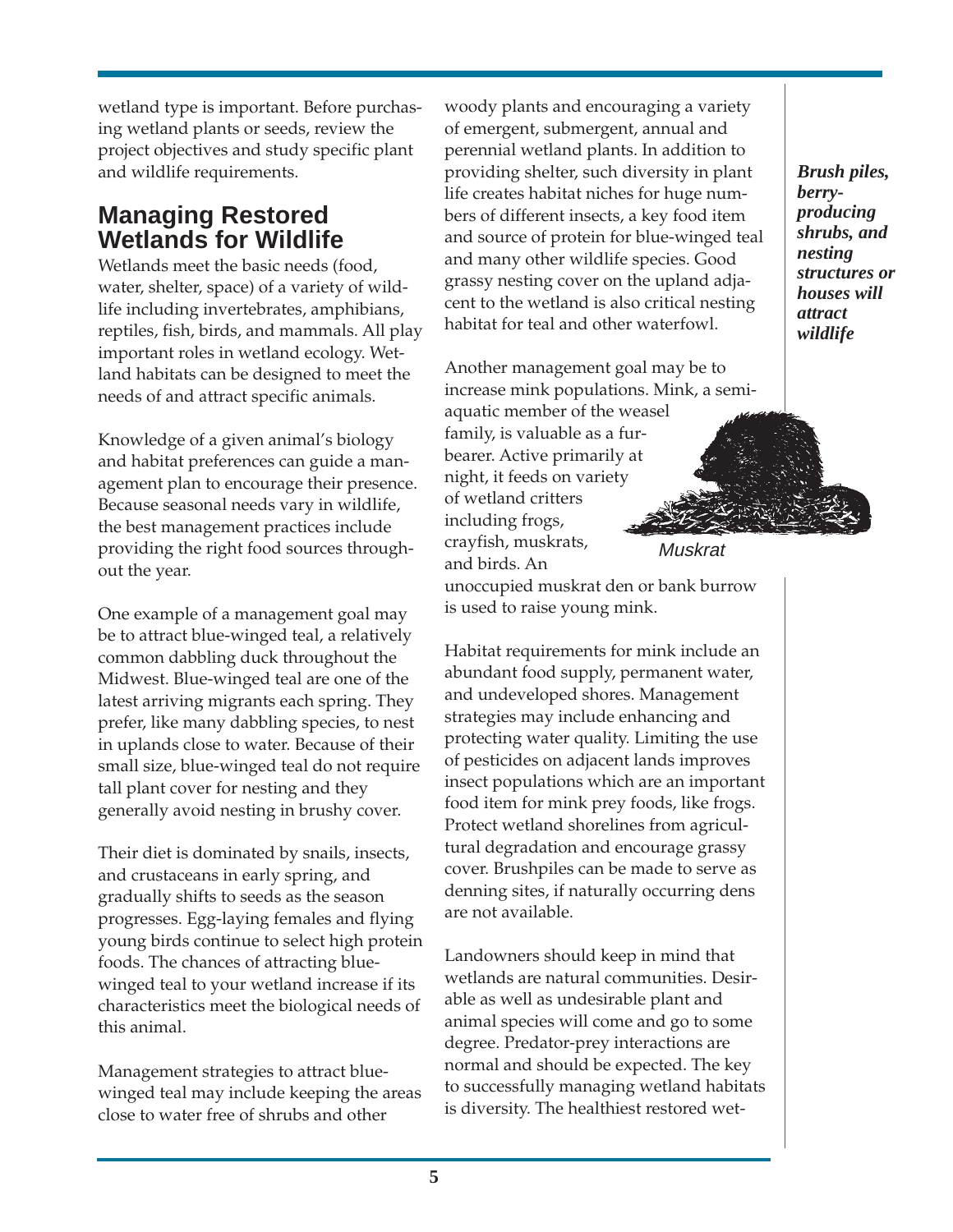wetland type is important. Before purchasing wetland plants or seeds, review the project objectives and study specific plant and wildlife requirements.

## Managing Restored Wetlands for Wildlife

Wetlands meet the basic needs (food, water, shelter, space) of a variety of wildlife including invertebrates, amphibians, reptiles, fish, birds, and mammals. All play important roles in wetland ecology. Wetland habitats can be designed to meet the needs of and attract specific animals.

Knowledge of a given animal's biology and habitat preferences can guide a management plan to encourage their presence. Because seasonal needs vary in wildlife, the best management practices include providing the right food sources throughout the year.

One example of a management goal may be to attract blue-winged teal, a relatively common dabbling duck throughout the Midwest. Blue-winged teal are one of the latest arriving migrants each spring. They prefer, like many dabbling species, to nest in uplands close to water. Because of their small size, blue-winged teal do not require tall plant cover for nesting and they generally avoid nesting in brushy cover.

Their diet is dominated by snails, insects, and crustaceans in early spring, and gradually shifts to seeds as the season progresses. Egg-laying females and flying young birds continue to select high protein foods. The chances of attracting blue-winged teal to your wetland increase if its characteristics meet the biological needs of this animal.

Management strategies to attract blue-winged teal may include keeping the areas close to water free of shrubs and other woody plants and encouraging a variety of emergent, submergent, annual and perennial wetland plants. In addition to providing shelter, such diversity in plant life creates habitat niches for huge numbers of different insects, a key food item and source of protein for blue-winged teal and many other wildlife species. Good grassy nesting cover on the upland adjacent to the wetland is also critical nesting habitat for teal and other waterfowl.

***Brush piles, berry-producing shrubs, and nesting structures or houses will attract wildlife***

Another management goal may be to increase mink populations. Mink, a semi-aquatic member of the weasel family, is valuable as a furbearer. Active primarily at night, it feeds on variety of wetland critters including frogs, crayfish, muskrats, and birds. An unoccupied muskrat den or bank burrow is used to raise young mink.

*Muskrat*

Habitat requirements for mink include an abundant food supply, permanent water, and undeveloped shores. Management strategies may include enhancing and protecting water quality. Limiting the use of pesticides on adjacent lands improves insect populations which are an important food item for mink prey foods, like frogs. Protect wetland shorelines from agricultural degradation and encourage grassy cover. Brushpiles can be made to serve as denning sites, if naturally occurring dens are not available.

Landowners should keep in mind that wetlands are natural communities. Desirable as well as undesirable plant and animal species will come and go to some degree. Predator-prey interactions are normal and should be expected. The key to successfully managing wetland habitats is diversity. The healthiest restored wet-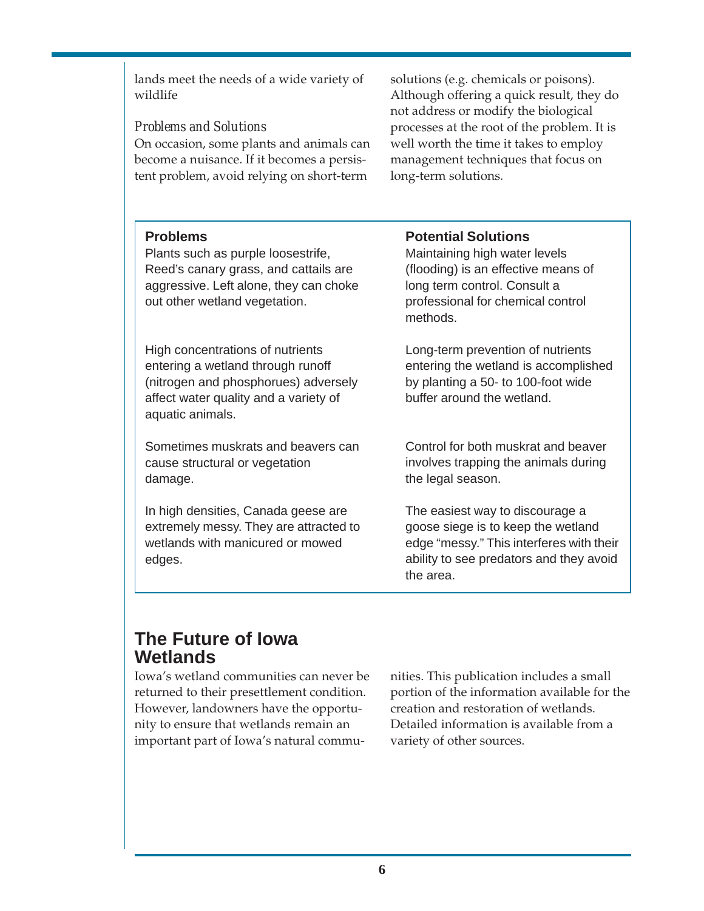lands meet the needs of a wide variety of wildlife

*Problems and Solutions*

On occasion, some plants and animals can become a nuisance. If it becomes a persistent problem, avoid relying on short-term solutions (e.g. chemicals or poisons). Although offering a quick result, they do not address or modify the biological processes at the root of the problem. It is well worth the time it takes to employ management techniques that focus on long-term solutions.

| Problems | Potential Solutions |
|---|---|
| Plants such as purple loosestrife, Reed's canary grass, and cattails are aggressive. Left alone, they can choke out other wetland vegetation. | Maintaining high water levels (flooding) is an effective means of long term control. Consult a professional for chemical control methods. |
| High concentrations of nutrients entering a wetland through runoff (nitrogen and phosphorues) adversely affect water quality and a variety of aquatic animals. | Long-term prevention of nutrients entering the wetland is accomplished by planting a 50- to 100-foot wide buffer around the wetland. |
| Sometimes muskrats and beavers can cause structural or vegetation damage. | Control for both muskrat and beaver involves trapping the animals during the legal season. |
| In high densities, Canada geese are extremely messy. They are attracted to wetlands with manicured or mowed edges. | The easiest way to discourage a goose siege is to keep the wetland edge "messy." This interferes with their ability to see predators and they avoid the area. |

## The Future of Iowa Wetlands

Iowa's wetland communities can never be returned to their presettlement condition. However, landowners have the opportunity to ensure that wetlands remain an important part of Iowa's natural communities. This publication includes a small portion of the information available for the creation and restoration of wetlands. Detailed information is available from a variety of other sources.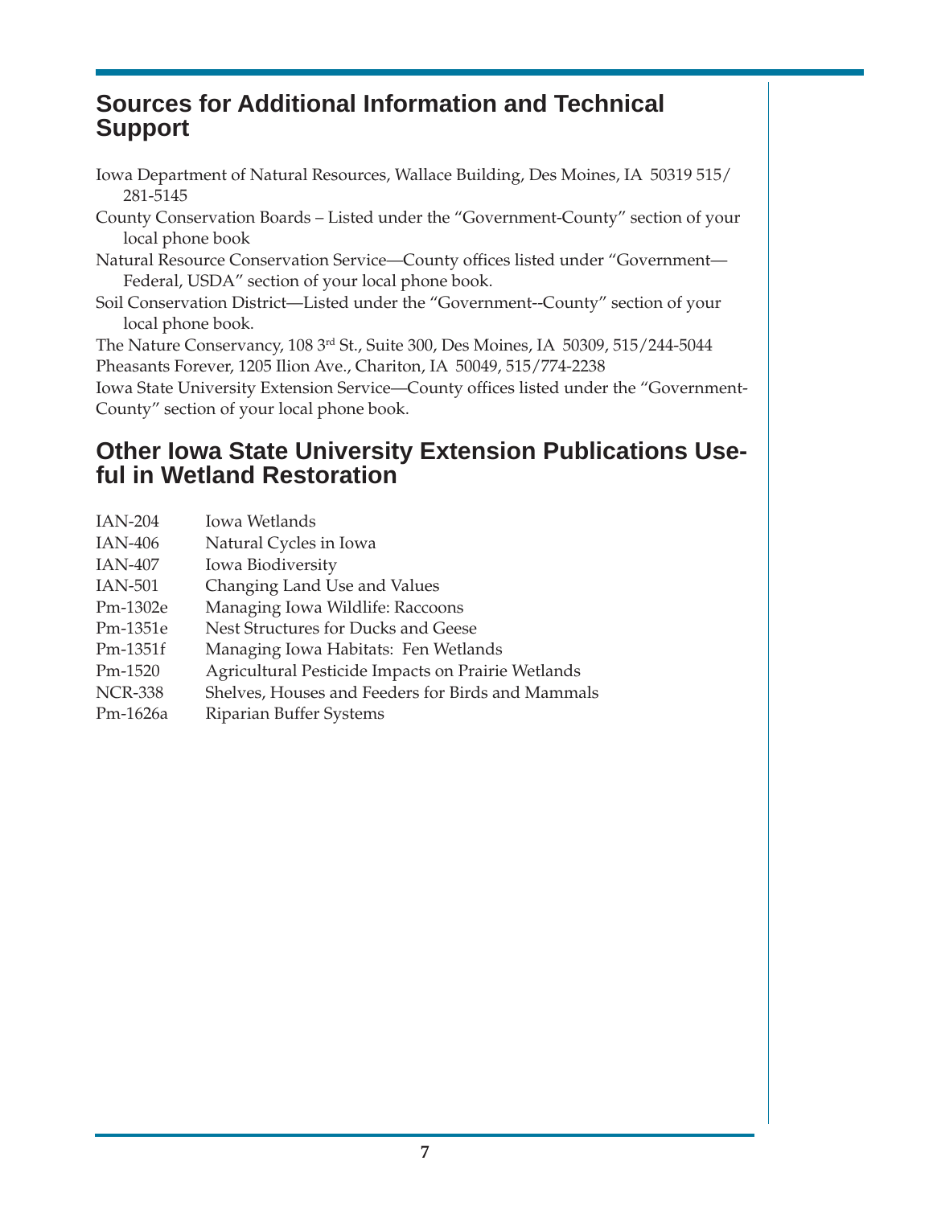## Sources for Additional Information and Technical Support

Iowa Department of Natural Resources, Wallace Building, Des Moines, IA 50319 515/281-5145

County Conservation Boards – Listed under the “Government-County” section of your local phone book

Natural Resource Conservation Service—County offices listed under “Government—Federal, USDA” section of your local phone book.

Soil Conservation District—Listed under the “Government--County” section of your local phone book.

The Nature Conservancy, 108 3rd St., Suite 300, Des Moines, IA 50309, 515/244-5044

Pheasants Forever, 1205 Ilion Ave., Chariton, IA 50049, 515/774-2238

Iowa State University Extension Service—County offices listed under the “Government-County” section of your local phone book.

## Other Iowa State University Extension Publications Useful in Wetland Restoration

| | |
|---|---|
| IAN-204 | Iowa Wetlands |
| IAN-406 | Natural Cycles in Iowa |
| IAN-407 | Iowa Biodiversity |
| IAN-501 | Changing Land Use and Values |
| Pm-1302e | Managing Iowa Wildlife: Raccoons |
| Pm-1351e | Nest Structures for Ducks and Geese |
| Pm-1351f | Managing Iowa Habitats: Fen Wetlands |
| Pm-1520 | Agricultural Pesticide Impacts on Prairie Wetlands |
| NCR-338 | Shelves, Houses and Feeders for Birds and Mammals |
| Pm-1626a | Riparian Buffer Systems |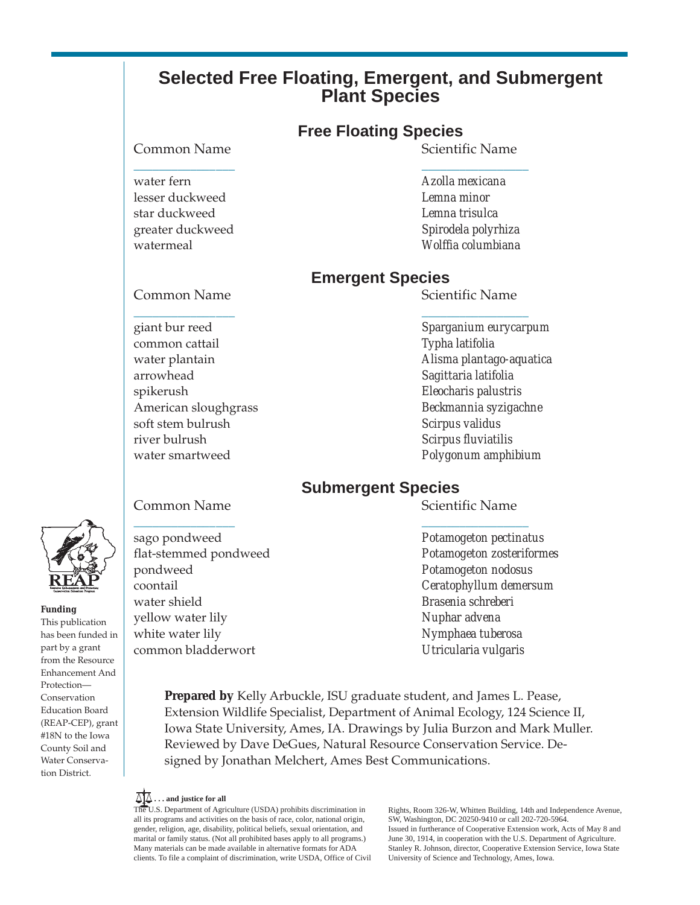# Selected Free Floating, Emergent, and Submergent Plant Species

## Free Floating Species

| Common Name | Scientific Name |
| --- | --- |
| water fern | *Azolla mexicana* |
| lesser duckweed | *Lemna minor* |
| star duckweed | *Lemna trisulca* |
| greater duckweed | *Spirodela polyrhiza* |
| watermeal | *Wolffia columbiana* |

## Emergent Species

| Common Name | Scientific Name |
| --- | --- |
| giant bur reed | *Sparganium eurycarpum* |
| common cattail | *Typha latifolia* |
| water plantain | *Alisma plantago-aquatica* |
| arrowhead | *Sagittaria latifolia* |
| spikerush | *Eleocharis palustris* |
| American sloughgrass | *Beckmannia syzigachne* |
| soft stem bulrush | *Scirpus validus* |
| river bulrush | *Scirpus fluviatilis* |
| water smartweed | *Polygonum amphibium* |

## Submergent Species

| Common Name | Scientific Name |
| --- | --- |
| sago pondweed | *Potamogeton pectinatus* |
| flat-stemmed pondweed | *Potamogeton zosteriformes* |
| pondweed | *Potamogeton nodosus* |
| coontail | *Ceratophyllum demersum* |
| water shield | *Brasenia schreberi* |
| yellow water lily | *Nuphar advena* |
| white water lily | *Nymphaea tuberosa* |
| common bladderwort | *Utricularia vulgaris* |

REAP

Resource Enhancement and Protection Conservation Education Program

**Funding**
This publication has been funded in part by a grant from the Resource Enhancement And Protection—Conservation Education Board (REAP-CEP), grant #18N to the Iowa County Soil and Water Conservation District.

**Prepared by** Kelly Arbuckle, ISU graduate student, and James L. Pease, Extension Wildlife Specialist, Department of Animal Ecology, 124 Science II, Iowa State University, Ames, IA. Drawings by Julia Burzon and Mark Muller. Reviewed by Dave DeGues, Natural Resource Conservation Service. Designed by Jonathan Melchert, Ames Best Communications.

**. . . and justice for all**
The U.S. Department of Agriculture (USDA) prohibits discrimination in all its programs and activities on the basis of race, color, national origin, gender, religion, age, disability, political beliefs, sexual orientation, and marital or family status. (Not all prohibited bases apply to all programs.) Many materials can be made available in alternative formats for ADA clients. To file a complaint of discrimination, write USDA, Office of Civil Rights, Room 326-W, Whitten Building, 14th and Independence Avenue, SW, Washington, DC 20250-9410 or call 202-720-5964.
Issued in furtherance of Cooperative Extension work, Acts of May 8 and June 30, 1914, in cooperation with the U.S. Department of Agriculture. Stanley R. Johnson, director, Cooperative Extension Service, Iowa State University of Science and Technology, Ames, Iowa.